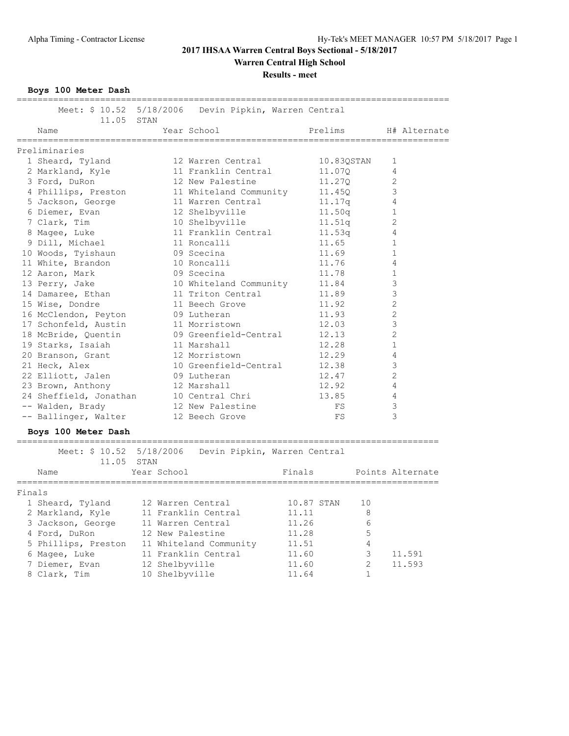# 2017 IHSAA Warren Central Boys Sectional - 5/18/2017

## Warren Central High School

### Results - meet

**Boys 100 Meter Dash**

Meet: $ 10.52 5/18/2006 Devin Pipkin, Warren Central
11.05 STAN

**Preliminaries**

| | Name | Year | School | Prelims | H# | Alternate |
|---|---|---|---|---|---|---|
| 1 | Sheard, Tyland | 12 | Warren Central | 10.83QSTAN | 1 | |
| 2 | Markland, Kyle | 11 | Franklin Central | 11.07Q | 4 | |
| 3 | Ford, DuRon | 12 | New Palestine | 11.27Q | 2 | |
| 4 | Phillips, Preston | 11 | Whiteland Community | 11.45Q | 3 | |
| 5 | Jackson, George | 11 | Warren Central | 11.17q | 4 | |
| 6 | Diemer, Evan | 12 | Shelbyville | 11.50q | 1 | |
| 7 | Clark, Tim | 10 | Shelbyville | 11.51q | 2 | |
| 8 | Magee, Luke | 11 | Franklin Central | 11.53q | 4 | |
| 9 | Dill, Michael | 11 | Roncalli | 11.65 | 1 | |
| 10 | Woods, Tyishaun | 09 | Scecina | 11.69 | 1 | |
| 11 | White, Brandon | 10 | Roncalli | 11.76 | 4 | |
| 12 | Aaron, Mark | 09 | Scecina | 11.78 | 1 | |
| 13 | Perry, Jake | 10 | Whiteland Community | 11.84 | 3 | |
| 14 | Damaree, Ethan | 11 | Triton Central | 11.89 | 3 | |
| 15 | Wise, Dondre | 11 | Beech Grove | 11.92 | 2 | |
| 16 | McClendon, Peyton | 09 | Lutheran | 11.93 | 2 | |
| 17 | Schonfeld, Austin | 11 | Morristown | 12.03 | 3 | |
| 18 | McBride, Quentin | 09 | Greenfield-Central | 12.13 | 2 | |
| 19 | Starks, Isaiah | 11 | Marshall | 12.28 | 1 | |
| 20 | Branson, Grant | 12 | Morristown | 12.29 | 4 | |
| 21 | Heck, Alex | 10 | Greenfield-Central | 12.38 | 3 | |
| 22 | Elliott, Jalen | 09 | Lutheran | 12.47 | 2 | |
| 23 | Brown, Anthony | 12 | Marshall | 12.92 | 4 | |
| 24 | Sheffield, Jonathan | 10 | Central Chri | 13.85 | 4 | |
| -- | Walden, Brady | 12 | New Palestine | FS | 3 | |
| -- | Ballinger, Walter | 12 | Beech Grove | FS | 3 | |

**Boys 100 Meter Dash**

Meet: $ 10.52 5/18/2006 Devin Pipkin, Warren Central
11.05 STAN

**Finals**

| | Name | Year | School | Finals | Points | Alternate |
|---|---|---|---|---|---|---|
| 1 | Sheard, Tyland | 12 | Warren Central | 10.87 STAN | 10 | |
| 2 | Markland, Kyle | 11 | Franklin Central | 11.11 | 8 | |
| 3 | Jackson, George | 11 | Warren Central | 11.26 | 6 | |
| 4 | Ford, DuRon | 12 | New Palestine | 11.28 | 5 | |
| 5 | Phillips, Preston | 11 | Whiteland Community | 11.51 | 4 | |
| 6 | Magee, Luke | 11 | Franklin Central | 11.60 | 3 | 11.591 |
| 7 | Diemer, Evan | 12 | Shelbyville | 11.60 | 2 | 11.593 |
| 8 | Clark, Tim | 10 | Shelbyville | 11.64 | 1 | |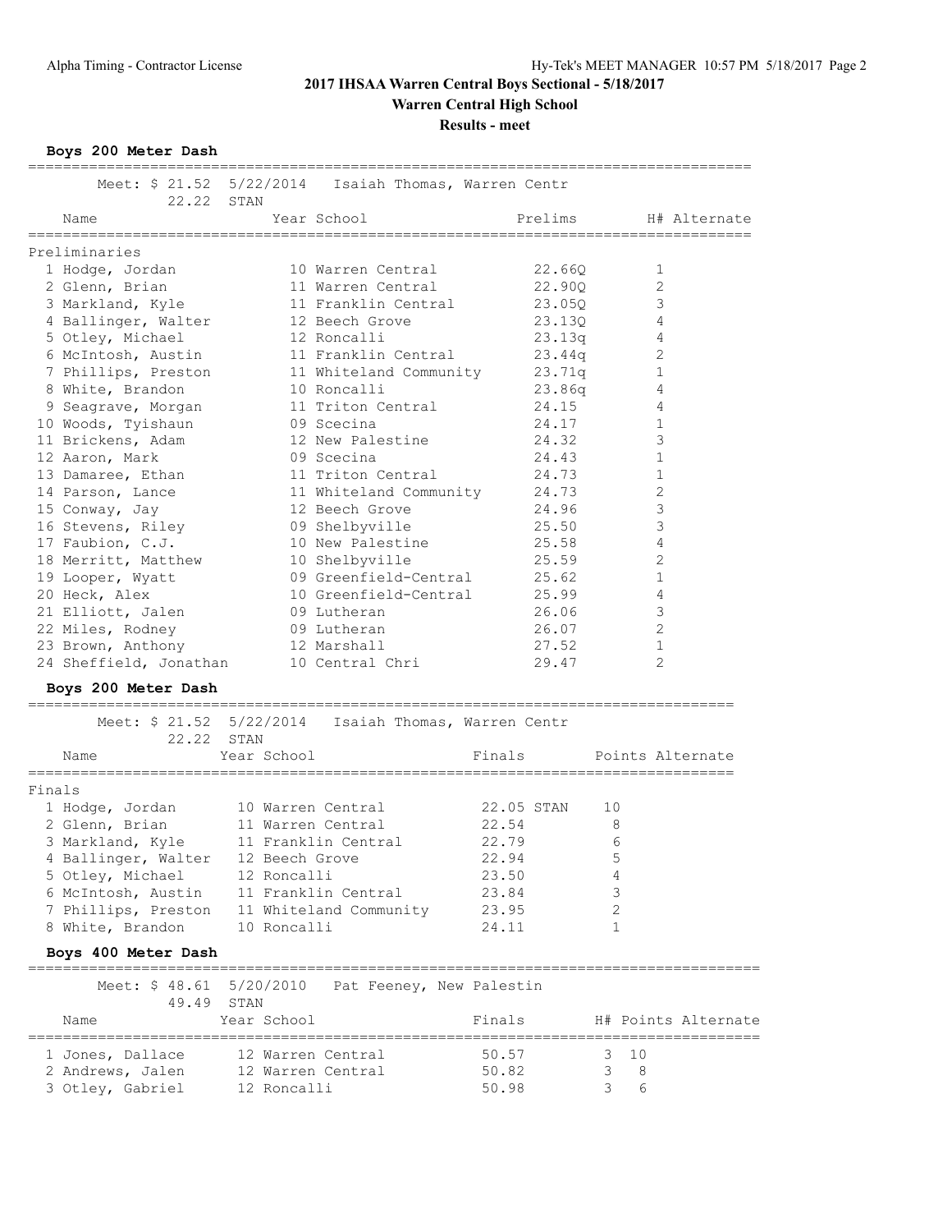## 2017 IHSAA Warren Central Boys Sectional - 5/18/2017

### Warren Central High School

### Results - meet

**Boys 200 Meter Dash**

Meet: $ 21.52 5/22/2014 Isaiah Thomas, Warren Centr
22.22 STAN

| Name | Year | School | Prelims | H# | Alternate |
|---|---|---|---|---|---|
| **Preliminaries** | | | | | |
| 1 Hodge, Jordan | 10 | Warren Central | 22.66Q | 1 | |
| 2 Glenn, Brian | 11 | Warren Central | 22.90Q | 2 | |
| 3 Markland, Kyle | 11 | Franklin Central | 23.05Q | 3 | |
| 4 Ballinger, Walter | 12 | Beech Grove | 23.13Q | 4 | |
| 5 Otley, Michael | 12 | Roncalli | 23.13q | 4 | |
| 6 McIntosh, Austin | 11 | Franklin Central | 23.44q | 2 | |
| 7 Phillips, Preston | 11 | Whiteland Community | 23.71q | 1 | |
| 8 White, Brandon | 10 | Roncalli | 23.86q | 4 | |
| 9 Seagrave, Morgan | 11 | Triton Central | 24.15 | 4 | |
| 10 Woods, Tyishaun | 09 | Scecina | 24.17 | 1 | |
| 11 Brickens, Adam | 12 | New Palestine | 24.32 | 3 | |
| 12 Aaron, Mark | 09 | Scecina | 24.43 | 1 | |
| 13 Damaree, Ethan | 11 | Triton Central | 24.73 | 1 | |
| 14 Parson, Lance | 11 | Whiteland Community | 24.73 | 2 | |
| 15 Conway, Jay | 12 | Beech Grove | 24.96 | 3 | |
| 16 Stevens, Riley | 09 | Shelbyville | 25.50 | 3 | |
| 17 Faubion, C.J. | 10 | New Palestine | 25.58 | 4 | |
| 18 Merritt, Matthew | 10 | Shelbyville | 25.59 | 2 | |
| 19 Looper, Wyatt | 09 | Greenfield-Central | 25.62 | 1 | |
| 20 Heck, Alex | 10 | Greenfield-Central | 25.99 | 4 | |
| 21 Elliott, Jalen | 09 | Lutheran | 26.06 | 3 | |
| 22 Miles, Rodney | 09 | Lutheran | 26.07 | 2 | |
| 23 Brown, Anthony | 12 | Marshall | 27.52 | 1 | |
| 24 Sheffield, Jonathan | 10 | Central Chri | 29.47 | 2 | |

**Boys 200 Meter Dash**

Meet: $ 21.52 5/22/2014 Isaiah Thomas, Warren Centr
22.22 STAN

| Name | Year | School | Finals | Points | Alternate |
|---|---|---|---|---|---|
| **Finals** | | | | | |
| 1 Hodge, Jordan | 10 | Warren Central | 22.05 STAN | 10 | |
| 2 Glenn, Brian | 11 | Warren Central | 22.54 | 8 | |
| 3 Markland, Kyle | 11 | Franklin Central | 22.79 | 6 | |
| 4 Ballinger, Walter | 12 | Beech Grove | 22.94 | 5 | |
| 5 Otley, Michael | 12 | Roncalli | 23.50 | 4 | |
| 6 McIntosh, Austin | 11 | Franklin Central | 23.84 | 3 | |
| 7 Phillips, Preston | 11 | Whiteland Community | 23.95 | 2 | |
| 8 White, Brandon | 10 | Roncalli | 24.11 | 1 | |

**Boys 400 Meter Dash**

Meet: $ 48.61 5/20/2010 Pat Feeney, New Palestin
49.49 STAN

| Name | Year | School | Finals | H# | Points | Alternate |
|---|---|---|---|---|---|---|
| 1 Jones, Dallace | 12 | Warren Central | 50.57 | 3 | 10 | |
| 2 Andrews, Jalen | 12 | Warren Central | 50.82 | 3 | 8 | |
| 3 Otley, Gabriel | 12 | Roncalli | 50.98 | 3 | 6 | |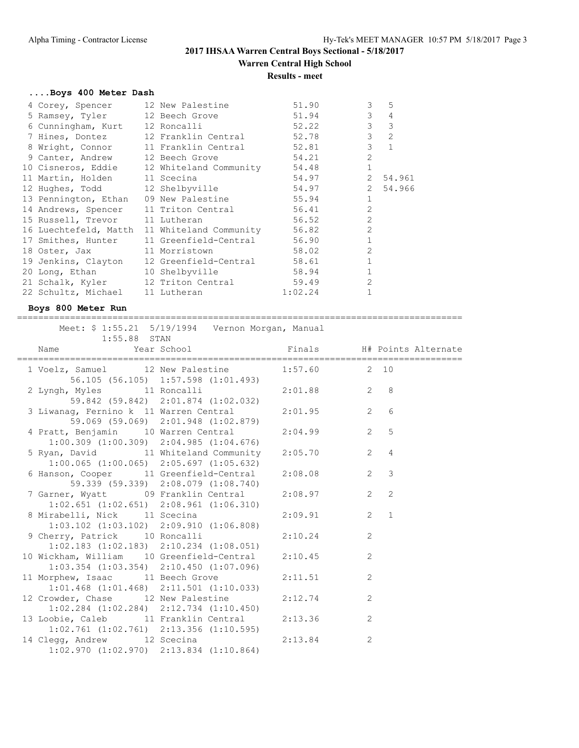## 2017 IHSAA Warren Central Boys Sectional - 5/18/2017

**Warren Central High School**

**Results - meet**

### ....Boys 400 Meter Dash

| Place | Name | Year | School | Finals | H# | Points | Alternate |
|---|---|---|---|---|---|---|---|
| 4 | Corey, Spencer | 12 | New Palestine | 51.90 | 3 | 5 | |
| 5 | Ramsey, Tyler | 12 | Beech Grove | 51.94 | 3 | 4 | |
| 6 | Cunningham, Kurt | 12 | Roncalli | 52.22 | 3 | 3 | |
| 7 | Hines, Dontez | 12 | Franklin Central | 52.78 | 3 | 2 | |
| 8 | Wright, Connor | 11 | Franklin Central | 52.81 | 3 | 1 | |
| 9 | Canter, Andrew | 12 | Beech Grove | 54.21 | 2 | | |
| 10 | Cisneros, Eddie | 12 | Whiteland Community | 54.48 | 1 | | |
| 11 | Martin, Holden | 11 | Scecina | 54.97 | 2 | | 54.961 |
| 12 | Hughes, Todd | 12 | Shelbyville | 54.97 | 2 | | 54.966 |
| 13 | Pennington, Ethan | 09 | New Palestine | 55.94 | 1 | | |
| 14 | Andrews, Spencer | 11 | Triton Central | 56.41 | 2 | | |
| 15 | Russell, Trevor | 11 | Lutheran | 56.52 | 2 | | |
| 16 | Luechtefeld, Matth | 11 | Whiteland Community | 56.82 | 2 | | |
| 17 | Smithes, Hunter | 11 | Greenfield-Central | 56.90 | 1 | | |
| 18 | Oster, Jax | 11 | Morristown | 58.02 | 2 | | |
| 19 | Jenkins, Clayton | 12 | Greenfield-Central | 58.61 | 1 | | |
| 20 | Long, Ethan | 10 | Shelbyville | 58.94 | 1 | | |
| 21 | Schalk, Kyler | 12 | Triton Central | 59.49 | 2 | | |
| 22 | Schultz, Michael | 11 | Lutheran | 1:02.24 | 1 | | |

### Boys 800 Meter Run

Meet: $ 1:55.21 5/19/1994 Vernon Morgan, Manual
1:55.88 STAN

| Place | Name | Year | School | Finals | H# | Points | Alternate |
|---|---|---|---|---|---|---|---|
| 1 | Voelz, Samuel | 12 | New Palestine | 1:57.60 | 2 | 10 | |
| | 56.105 (56.105) 1:57.598 (1:01.493) | | | | | | |
| 2 | Lyngh, Myles | 11 | Roncalli | 2:01.88 | 2 | 8 | |
| | 59.842 (59.842) 2:01.874 (1:02.032) | | | | | | |
| 3 | Liwanag, Fernino k | 11 | Warren Central | 2:01.95 | 2 | 6 | |
| | 59.069 (59.069) 2:01.948 (1:02.879) | | | | | | |
| 4 | Pratt, Benjamin | 10 | Warren Central | 2:04.99 | 2 | 5 | |
| | 1:00.309 (1:00.309) 2:04.985 (1:04.676) | | | | | | |
| 5 | Ryan, David | 11 | Whiteland Community | 2:05.70 | 2 | 4 | |
| | 1:00.065 (1:00.065) 2:05.697 (1:05.632) | | | | | | |
| 6 | Hanson, Cooper | 11 | Greenfield-Central | 2:08.08 | 2 | 3 | |
| | 59.339 (59.339) 2:08.079 (1:08.740) | | | | | | |
| 7 | Garner, Wyatt | 09 | Franklin Central | 2:08.97 | 2 | 2 | |
| | 1:02.651 (1:02.651) 2:08.961 (1:06.310) | | | | | | |
| 8 | Mirabelli, Nick | 11 | Scecina | 2:09.91 | 2 | 1 | |
| | 1:03.102 (1:03.102) 2:09.910 (1:06.808) | | | | | | |
| 9 | Cherry, Patrick | 10 | Roncalli | 2:10.24 | 2 | | |
| | 1:02.183 (1:02.183) 2:10.234 (1:08.051) | | | | | | |
| 10 | Wickham, William | 10 | Greenfield-Central | 2:10.45 | 2 | | |
| | 1:03.354 (1:03.354) 2:10.450 (1:07.096) | | | | | | |
| 11 | Morphew, Isaac | 11 | Beech Grove | 2:11.51 | 2 | | |
| | 1:01.468 (1:01.468) 2:11.501 (1:10.033) | | | | | | |
| 12 | Crowder, Chase | 12 | New Palestine | 2:12.74 | 2 | | |
| | 1:02.284 (1:02.284) 2:12.734 (1:10.450) | | | | | | |
| 13 | Loobie, Caleb | 11 | Franklin Central | 2:13.36 | 2 | | |
| | 1:02.761 (1:02.761) 2:13.356 (1:10.595) | | | | | | |
| 14 | Clegg, Andrew | 12 | Scecina | 2:13.84 | 2 | | |
| | 1:02.970 (1:02.970) 2:13.834 (1:10.864) | | | | | | |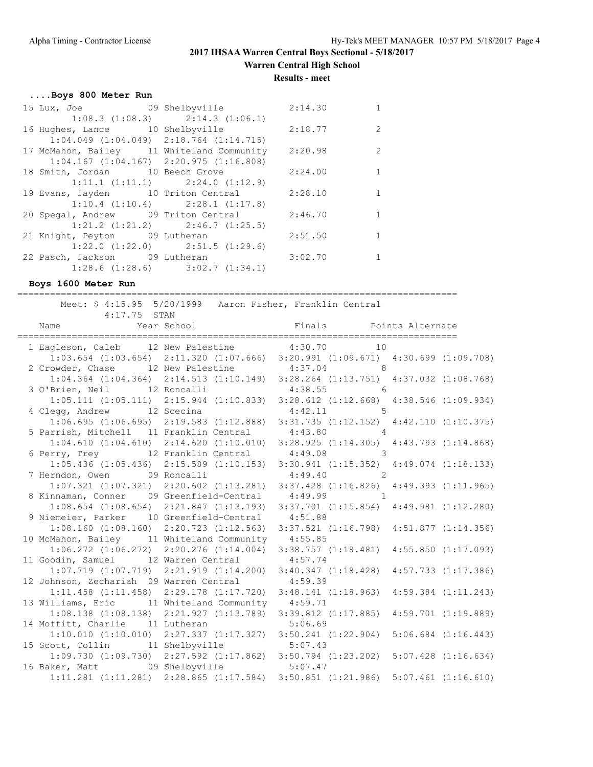## 2017 IHSAA Warren Central Boys Sectional - 5/18/2017

### Warren Central High School

### Results - meet

#### ....Boys 800 Meter Run

```
 15 Lux, Joe             09 Shelbyville          2:14.30          1
       1:08.3 (1:08.3)      2:14.3 (1:06.1)
 16 Hughes, Lance        10 Shelbyville          2:18.77          2
     1:04.049 (1:04.049)  2:18.764 (1:14.715)
 17 McMahon, Bailey      11 Whiteland Community  2:20.98          2
     1:04.167 (1:04.167)  2:20.975 (1:16.808)
 18 Smith, Jordan        10 Beech Grove          2:24.00          1
       1:11.1 (1:11.1)      2:24.0 (1:12.9)
 19 Evans, Jayden        10 Triton Central       2:28.10          1
       1:10.4 (1:10.4)      2:28.1 (1:17.8)
 20 Spegal, Andrew       09 Triton Central       2:46.70          1
       1:21.2 (1:21.2)      2:46.7 (1:25.5)
 21 Knight, Peyton       09 Lutheran             2:51.50          1
       1:22.0 (1:22.0)      2:51.5 (1:29.6)
 22 Pasch, Jackson       09 Lutheran             3:02.70          1
       1:28.6 (1:28.6)      3:02.7 (1:34.1)
```

#### Boys 1600 Meter Run

```
=================================================================================
       Meet: $ 4:15.95  5/20/1999   Aaron Fisher, Franklin Central
             4:17.75  STAN
   Name                    Year School                 Finals       Points Alternate
=================================================================================
  1 Eagleson, Caleb      12 New Palestine          4:30.70        10
     1:03.654 (1:03.654)  2:11.320 (1:07.666)  3:20.991 (1:09.671)  4:30.699 (1:09.708)
  2 Crowder, Chase       12 New Palestine          4:37.04         8
     1:04.364 (1:04.364)  2:14.513 (1:10.149)  3:28.264 (1:13.751)  4:37.032 (1:08.768)
  3 O'Brien, Neil        12 Roncalli               4:38.55         6
     1:05.111 (1:05.111)  2:15.944 (1:10.833)  3:28.612 (1:12.668)  4:38.546 (1:09.934)
  4 Clegg, Andrew        12 Scecina                4:42.11         5
     1:06.695 (1:06.695)  2:19.583 (1:12.888)  3:31.735 (1:12.152)  4:42.110 (1:10.375)
  5 Parrish, Mitchell    11 Franklin Central       4:43.80         4
     1:04.610 (1:04.610)  2:14.620 (1:10.010)  3:28.925 (1:14.305)  4:43.793 (1:14.868)
  6 Perry, Trey          12 Franklin Central       4:49.08         3
     1:05.436 (1:05.436)  2:15.589 (1:10.153)  3:30.941 (1:15.352)  4:49.074 (1:18.133)
  7 Herndon, Owen        09 Roncalli               4:49.40         2
     1:07.321 (1:07.321)  2:20.602 (1:13.281)  3:37.428 (1:16.826)  4:49.393 (1:11.965)
  8 Kinnaman, Conner     09 Greenfield-Central     4:49.99         1
     1:08.654 (1:08.654)  2:21.847 (1:13.193)  3:37.701 (1:15.854)  4:49.981 (1:12.280)
  9 Niemeier, Parker     10 Greenfield-Central     4:51.88
     1:08.160 (1:08.160)  2:20.723 (1:12.563)  3:37.521 (1:16.798)  4:51.877 (1:14.356)
 10 McMahon, Bailey      11 Whiteland Community    4:55.85
     1:06.272 (1:06.272)  2:20.276 (1:14.004)  3:38.757 (1:18.481)  4:55.850 (1:17.093)
 11 Goodin, Samuel       12 Warren Central         4:57.74
     1:07.719 (1:07.719)  2:21.919 (1:14.200)  3:40.347 (1:18.428)  4:57.733 (1:17.386)
 12 Johnson, Zechariah   09 Warren Central         4:59.39
     1:11.458 (1:11.458)  2:29.178 (1:17.720)  3:48.141 (1:18.963)  4:59.384 (1:11.243)
 13 Williams, Eric       11 Whiteland Community    4:59.71
     1:08.138 (1:08.138)  2:21.927 (1:13.789)  3:39.812 (1:17.885)  4:59.701 (1:19.889)
 14 Moffitt, Charlie     11 Lutheran               5:06.69
     1:10.010 (1:10.010)  2:27.337 (1:17.327)  3:50.241 (1:22.904)  5:06.684 (1:16.443)
 15 Scott, Collin        11 Shelbyville            5:07.43
     1:09.730 (1:09.730)  2:27.592 (1:17.862)  3:50.794 (1:23.202)  5:07.428 (1:16.634)
 16 Baker, Matt          09 Shelbyville            5:07.47
     1:11.281 (1:11.281)  2:28.865 (1:17.584)  3:50.851 (1:21.986)  5:07.461 (1:16.610)
```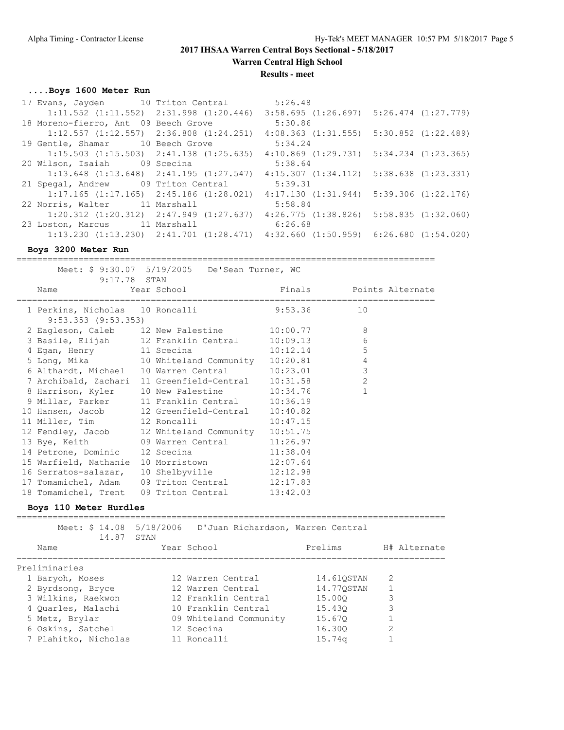# 2017 IHSAA Warren Central Boys Sectional - 5/18/2017

## Warren Central High School

### Results - meet

#### ....Boys 1600 Meter Run

| Place | Name | Year | School | Finals |
|---|---|---|---|---|
| 17 | Evans, Jayden | 10 | Triton Central | 5:26.48 |
| | 1:11.552 (1:11.552) | 2:31.998 (1:20.446) | 3:58.695 (1:26.697) | 5:26.474 (1:27.779) |
| 18 | Moreno-fierro, Ant | 09 | Beech Grove | 5:30.86 |
| | 1:12.557 (1:12.557) | 2:36.808 (1:24.251) | 4:08.363 (1:31.555) | 5:30.852 (1:22.489) |
| 19 | Gentle, Shamar | 10 | Beech Grove | 5:34.24 |
| | 1:15.503 (1:15.503) | 2:41.138 (1:25.635) | 4:10.869 (1:29.731) | 5:34.234 (1:23.365) |
| 20 | Wilson, Isaiah | 09 | Scecina | 5:38.64 |
| | 1:13.648 (1:13.648) | 2:41.195 (1:27.547) | 4:15.307 (1:34.112) | 5:38.638 (1:23.331) |
| 21 | Spegal, Andrew | 09 | Triton Central | 5:39.31 |
| | 1:17.165 (1:17.165) | 2:45.186 (1:28.021) | 4:17.130 (1:31.944) | 5:39.306 (1:22.176) |
| 22 | Norris, Walter | 11 | Marshall | 5:58.84 |
| | 1:20.312 (1:20.312) | 2:47.949 (1:27.637) | 4:26.775 (1:38.826) | 5:58.835 (1:32.060) |
| 23 | Loston, Marcus | 11 | Marshall | 6:26.68 |
| | 1:13.230 (1:13.230) | 2:41.701 (1:28.471) | 4:32.660 (1:50.959) | 6:26.680 (1:54.020) |

#### Boys 3200 Meter Run

Meet: $ 9:30.07 5/19/2005 De'Sean Turner, WC
9:17.78 STAN

| Place | Name | Year | School | Finals | Points | Alternate |
|---|---|---|---|---|---|---|
| 1 | Perkins, Nicholas | 10 | Roncalli | 9:53.36 | 10 | |
| | 9:53.353 (9:53.353) | | | | | |
| 2 | Eagleson, Caleb | 12 | New Palestine | 10:00.77 | 8 | |
| 3 | Basile, Elijah | 12 | Franklin Central | 10:09.13 | 6 | |
| 4 | Egan, Henry | 11 | Scecina | 10:12.14 | 5 | |
| 5 | Long, Mika | 10 | Whiteland Community | 10:20.81 | 4 | |
| 6 | Althardt, Michael | 10 | Warren Central | 10:23.01 | 3 | |
| 7 | Archibald, Zachari | 11 | Greenfield-Central | 10:31.58 | 2 | |
| 8 | Harrison, Kyler | 10 | New Palestine | 10:34.76 | 1 | |
| 9 | Millar, Parker | 11 | Franklin Central | 10:36.19 | | |
| 10 | Hansen, Jacob | 12 | Greenfield-Central | 10:40.82 | | |
| 11 | Miller, Tim | 12 | Roncalli | 10:47.15 | | |
| 12 | Fendley, Jacob | 12 | Whiteland Community | 10:51.75 | | |
| 13 | Bye, Keith | 09 | Warren Central | 11:26.97 | | |
| 14 | Petrone, Dominic | 12 | Scecina | 11:38.04 | | |
| 15 | Warfield, Nathanie | 10 | Morristown | 12:07.64 | | |
| 16 | Serratos-salazar, | 10 | Shelbyville | 12:12.98 | | |
| 17 | Tomamichel, Adam | 09 | Triton Central | 12:17.83 | | |
| 18 | Tomamichel, Trent | 09 | Triton Central | 13:42.03 | | |

#### Boys 110 Meter Hurdles

Meet: $ 14.08 5/18/2006 D'Juan Richardson, Warren Central
14.87 STAN

| Place | Name | Year | School | Prelims | H# | Alternate |
|---|---|---|---|---|---|---|
| **Preliminaries** | | | | | | |
| 1 | Baryoh, Moses | 12 | Warren Central | 14.61QSTAN | 2 | |
| 2 | Byrdsong, Bryce | 12 | Warren Central | 14.77QSTAN | 1 | |
| 3 | Wilkins, Raekwon | 12 | Franklin Central | 15.00Q | 3 | |
| 4 | Quarles, Malachi | 10 | Franklin Central | 15.43Q | 3 | |
| 5 | Metz, Brylar | 09 | Whiteland Community | 15.67Q | 1 | |
| 6 | Oskins, Satchel | 12 | Scecina | 16.30Q | 2 | |
| 7 | Plahitko, Nicholas | 11 | Roncalli | 15.74q | 1 | |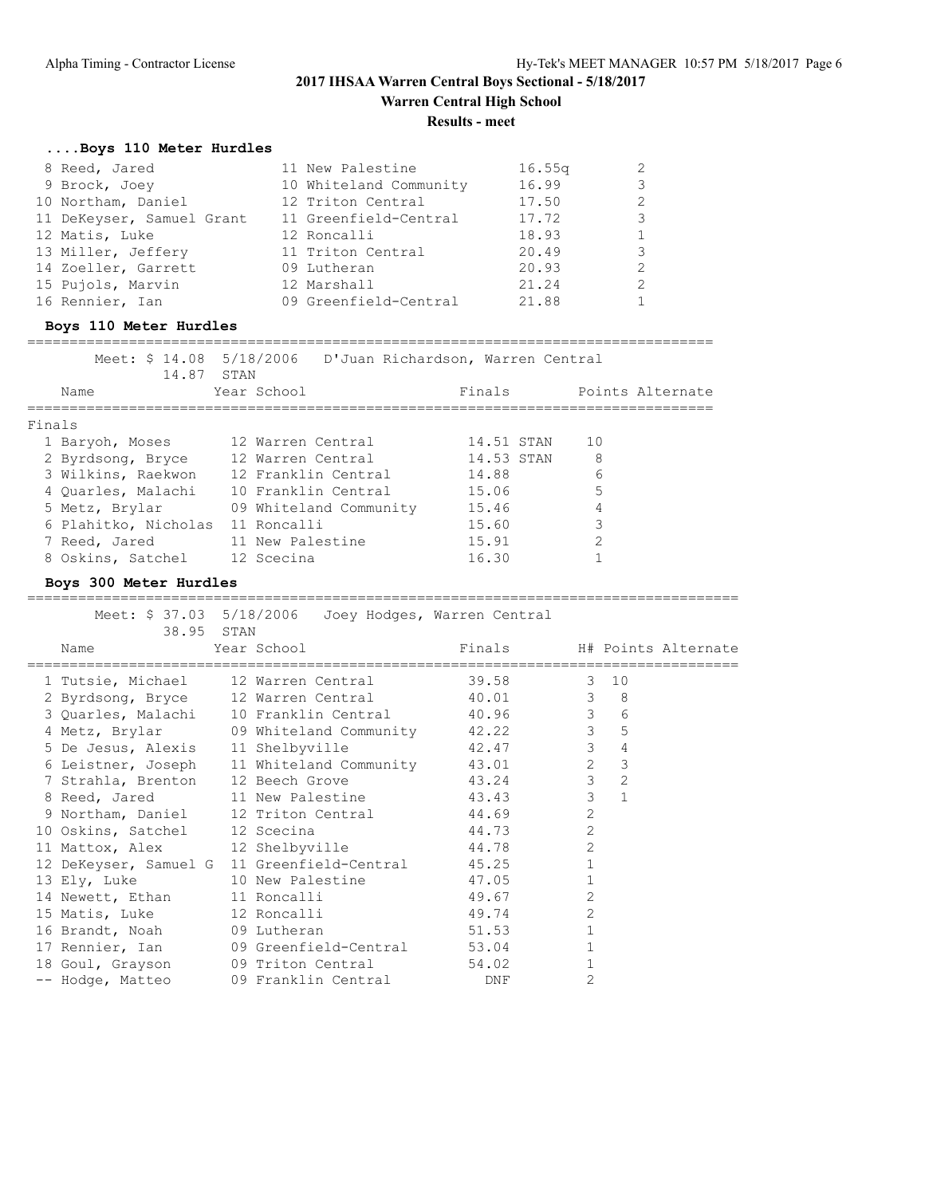**2017 IHSAA Warren Central Boys Sectional - 5/18/2017**

**Warren Central High School**

**Results - meet**

### ....Boys 110 Meter Hurdles

| | Name | Year | School | Prelims | H# |
|---|---|---|---|---|---|
| 8 | Reed, Jared | 11 | New Palestine | 16.55q | 2 |
| 9 | Brock, Joey | 10 | Whiteland Community | 16.99 | 3 |
| 10 | Northam, Daniel | 12 | Triton Central | 17.50 | 2 |
| 11 | DeKeyser, Samuel Grant | 11 | Greenfield-Central | 17.72 | 3 |
| 12 | Matis, Luke | 12 | Roncalli | 18.93 | 1 |
| 13 | Miller, Jeffery | 11 | Triton Central | 20.49 | 3 |
| 14 | Zoeller, Garrett | 09 | Lutheran | 20.93 | 2 |
| 15 | Pujols, Marvin | 12 | Marshall | 21.24 | 2 |
| 16 | Rennier, Ian | 09 | Greenfield-Central | 21.88 | 1 |

### Boys 110 Meter Hurdles

Meet: $ 14.08 5/18/2006 D'Juan Richardson, Warren Central
14.87 STAN

Finals

| | Name | Year | School | Finals | | Points | Alternate |
|---|---|---|---|---|---|---|---|
| 1 | Baryoh, Moses | 12 | Warren Central | 14.51 | STAN | 10 | |
| 2 | Byrdsong, Bryce | 12 | Warren Central | 14.53 | STAN | 8 | |
| 3 | Wilkins, Raekwon | 12 | Franklin Central | 14.88 | | 6 | |
| 4 | Quarles, Malachi | 10 | Franklin Central | 15.06 | | 5 | |
| 5 | Metz, Brylar | 09 | Whiteland Community | 15.46 | | 4 | |
| 6 | Plahitko, Nicholas | 11 | Roncalli | 15.60 | | 3 | |
| 7 | Reed, Jared | 11 | New Palestine | 15.91 | | 2 | |
| 8 | Oskins, Satchel | 12 | Scecina | 16.30 | | 1 | |

### Boys 300 Meter Hurdles

Meet: $ 37.03 5/18/2006 Joey Hodges, Warren Central
38.95 STAN

| | Name | Year | School | Finals | H# | Points | Alternate |
|---|---|---|---|---|---|---|---|
| 1 | Tutsie, Michael | 12 | Warren Central | 39.58 | 3 | 10 | |
| 2 | Byrdsong, Bryce | 12 | Warren Central | 40.01 | 3 | 8 | |
| 3 | Quarles, Malachi | 10 | Franklin Central | 40.96 | 3 | 6 | |
| 4 | Metz, Brylar | 09 | Whiteland Community | 42.22 | 3 | 5 | |
| 5 | De Jesus, Alexis | 11 | Shelbyville | 42.47 | 3 | 4 | |
| 6 | Leistner, Joseph | 11 | Whiteland Community | 43.01 | 2 | 3 | |
| 7 | Strahla, Brenton | 12 | Beech Grove | 43.24 | 3 | 2 | |
| 8 | Reed, Jared | 11 | New Palestine | 43.43 | 3 | 1 | |
| 9 | Northam, Daniel | 12 | Triton Central | 44.69 | 2 | | |
| 10 | Oskins, Satchel | 12 | Scecina | 44.73 | 2 | | |
| 11 | Mattox, Alex | 12 | Shelbyville | 44.78 | 2 | | |
| 12 | DeKeyser, Samuel G | 11 | Greenfield-Central | 45.25 | 1 | | |
| 13 | Ely, Luke | 10 | New Palestine | 47.05 | 1 | | |
| 14 | Newett, Ethan | 11 | Roncalli | 49.67 | 2 | | |
| 15 | Matis, Luke | 12 | Roncalli | 49.74 | 2 | | |
| 16 | Brandt, Noah | 09 | Lutheran | 51.53 | 1 | | |
| 17 | Rennier, Ian | 09 | Greenfield-Central | 53.04 | 1 | | |
| 18 | Goul, Grayson | 09 | Triton Central | 54.02 | 1 | | |
| -- | Hodge, Matteo | 09 | Franklin Central | DNF | 2 | | |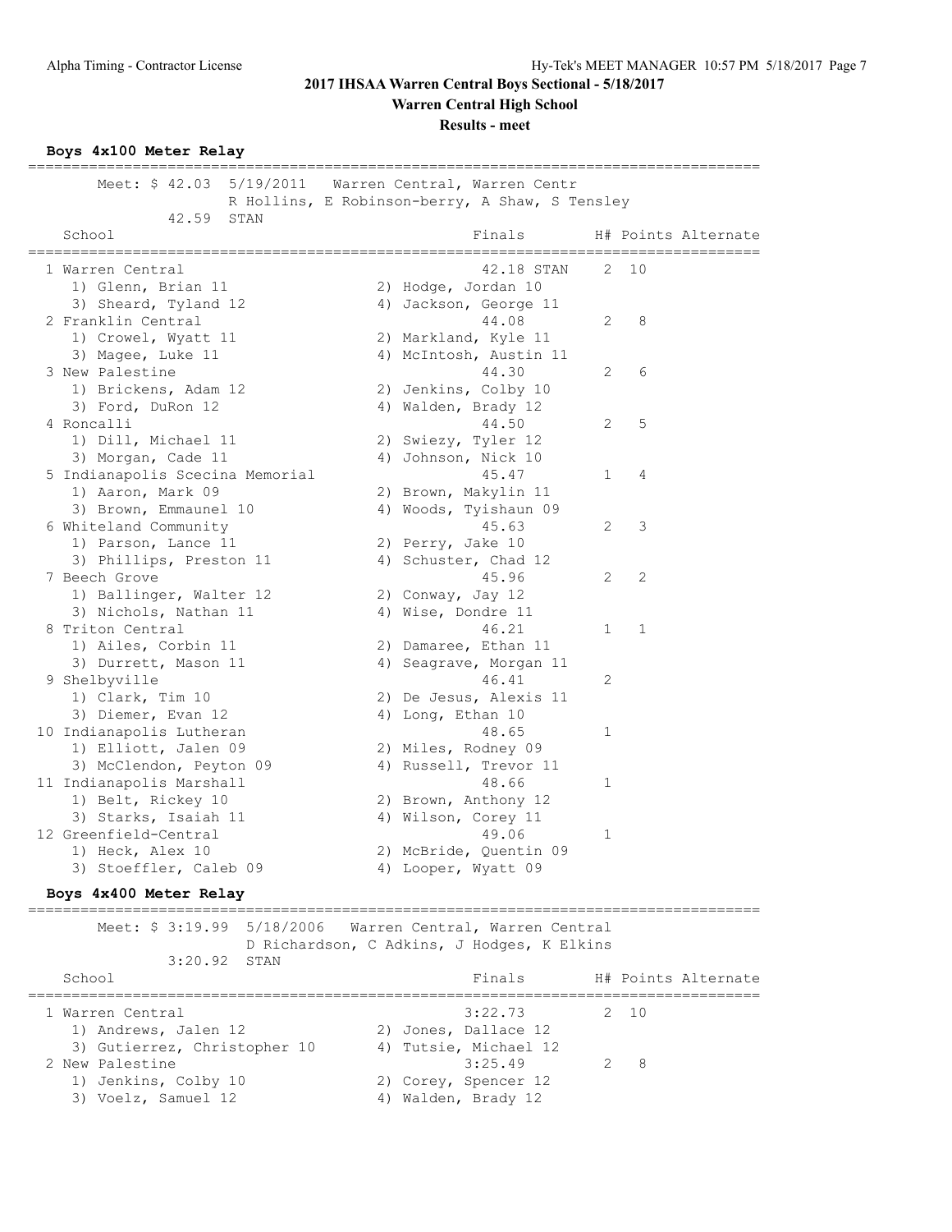# 2017 IHSAA Warren Central Boys Sectional - 5/18/2017

## Warren Central High School

### Results - meet

**Boys 4x100 Meter Relay**

```
==================================================================================
       Meet: $ 42.03  5/19/2011   Warren Central, Warren Centr
                 R Hollins, E Robinson-berry, A Shaw, S Tensley
             42.59  STAN
    School                                       Finals       H# Points Alternate
==================================================================================
  1 Warren Central                             42.18 STAN    2  10
     1) Glenn, Brian 11                2) Hodge, Jordan 10
     3) Sheard, Tyland 12              4) Jackson, George 11
  2 Franklin Central                           44.08         2   8
     1) Crowel, Wyatt 11               2) Markland, Kyle 11
     3) Magee, Luke 11                 4) McIntosh, Austin 11
  3 New Palestine                              44.30         2   6
     1) Brickens, Adam 12              2) Jenkins, Colby 10
     3) Ford, DuRon 12                 4) Walden, Brady 12
  4 Roncalli                                   44.50         2   5
     1) Dill, Michael 11               2) Swiezy, Tyler 12
     3) Morgan, Cade 11                4) Johnson, Nick 10
  5 Indianapolis Scecina Memorial              45.47         1   4
     1) Aaron, Mark 09                 2) Brown, Makylin 11
     3) Brown, Emmaunel 10             4) Woods, Tyishaun 09
  6 Whiteland Community                        45.63         2   3
     1) Parson, Lance 11               2) Perry, Jake 10
     3) Phillips, Preston 11           4) Schuster, Chad 12
  7 Beech Grove                                45.96         2   2
     1) Ballinger, Walter 12           2) Conway, Jay 12
     3) Nichols, Nathan 11             4) Wise, Dondre 11
  8 Triton Central                             46.21         1   1
     1) Ailes, Corbin 11               2) Damaree, Ethan 11
     3) Durrett, Mason 11              4) Seagrave, Morgan 11
  9 Shelbyville                                46.41         2
     1) Clark, Tim 10                  2) De Jesus, Alexis 11
     3) Diemer, Evan 12                4) Long, Ethan 10
 10 Indianapolis Lutheran                      48.65         1
     1) Elliott, Jalen 09              2) Miles, Rodney 09
     3) McClendon, Peyton 09           4) Russell, Trevor 11
 11 Indianapolis Marshall                      48.66         1
     1) Belt, Rickey 10                2) Brown, Anthony 12
     3) Starks, Isaiah 11              4) Wilson, Corey 11
 12 Greenfield-Central                         49.06         1
     1) Heck, Alex 10                  2) McBride, Quentin 09
     3) Stoeffler, Caleb 09            4) Looper, Wyatt 09
```

**Boys 4x400 Meter Relay**

```
==================================================================================
       Meet: $ 3:19.99  5/18/2006   Warren Central, Warren Central
                 D Richardson, C Adkins, J Hodges, K Elkins
            3:20.92  STAN
    School                                       Finals       H# Points Alternate
==================================================================================
  1 Warren Central                           3:22.73         2  10
     1) Andrews, Jalen 12              2) Jones, Dallace 12
     3) Gutierrez, Christopher 10      4) Tutsie, Michael 12
  2 New Palestine                            3:25.49         2   8
     1) Jenkins, Colby 10              2) Corey, Spencer 12
     3) Voelz, Samuel 12               4) Walden, Brady 12
```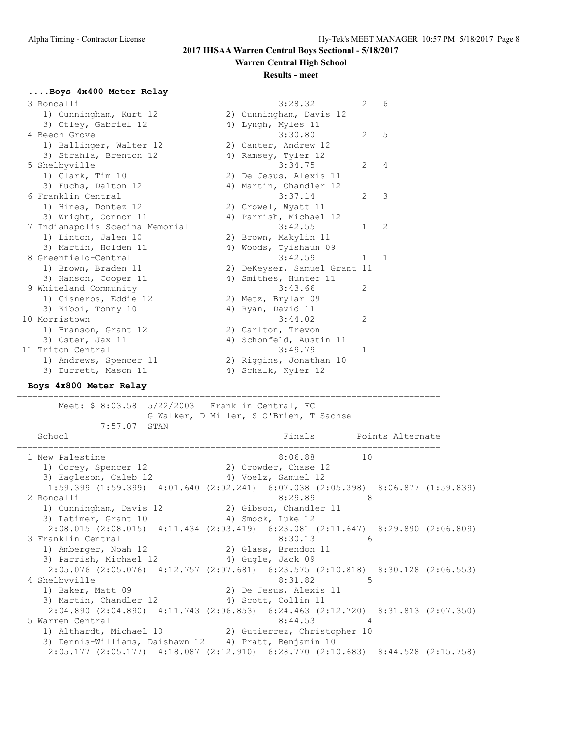## 2017 IHSAA Warren Central Boys Sectional - 5/18/2017

### Warren Central High School

### Results - meet

#### ....Boys 4x400 Meter Relay

```
  3 Roncalli                                       3:28.32        2   6
     1) Cunningham, Kurt 12             2) Cunningham, Davis 12
     3) Otley, Gabriel 12               4) Lyngh, Myles 11
  4 Beech Grove                                    3:30.80        2   5
     1) Ballinger, Walter 12            2) Canter, Andrew 12
     3) Strahla, Brenton 12             4) Ramsey, Tyler 12
  5 Shelbyville                                    3:34.75        2   4
     1) Clark, Tim 10                   2) De Jesus, Alexis 11
     3) Fuchs, Dalton 12                4) Martin, Chandler 12
  6 Franklin Central                               3:37.14        2   3
     1) Hines, Dontez 12                2) Crowel, Wyatt 11
     3) Wright, Connor 11               4) Parrish, Michael 12
  7 Indianapolis Scecina Memorial                  3:42.55        1   2
     1) Linton, Jalen 10                2) Brown, Makylin 11
     3) Martin, Holden 11               4) Woods, Tyishaun 09
  8 Greenfield-Central                             3:42.59        1   1
     1) Brown, Braden 11                2) DeKeyser, Samuel Grant 11
     3) Hanson, Cooper 11               4) Smithes, Hunter 11
  9 Whiteland Community                            3:43.66        2
     1) Cisneros, Eddie 12              2) Metz, Brylar 09
     3) Kiboi, Tonny 10                 4) Ryan, David 11
 10 Morristown                                     3:44.02        2
     1) Branson, Grant 12               2) Carlton, Trevon
     3) Oster, Jax 11                   4) Schonfeld, Austin 11
 11 Triton Central                                 3:49.79        1
     1) Andrews, Spencer 11             2) Riggins, Jonathan 10
     3) Durrett, Mason 11               4) Schalk, Kyler 12
```

#### Boys 4x800 Meter Relay

```
================================================================================
       Meet: $ 8:03.58  5/22/2003   Franklin Central, FC
                        G Walker, D Miller, S O'Brien, T Sachse
            7:57.07  STAN
   School                                          Finals        Points Alternate
================================================================================
  1 New Palestine                                  8:06.88        10
     1) Corey, Spencer 12               2) Crowder, Chase 12
     3) Eagleson, Caleb 12              4) Voelz, Samuel 12
      1:59.399 (1:59.399)  4:01.640 (2:02.241)  6:07.038 (2:05.398)  8:06.877 (1:59.839)
  2 Roncalli                                       8:29.89         8
     1) Cunningham, Davis 12            2) Gibson, Chandler 11
     3) Latimer, Grant 10               4) Smock, Luke 12
      2:08.015 (2:08.015)  4:11.434 (2:03.419)  6:23.081 (2:11.647)  8:29.890 (2:06.809)
  3 Franklin Central                               8:30.13         6
     1) Amberger, Noah 12               2) Glass, Brendon 11
     3) Parrish, Michael 12             4) Gugle, Jack 09
      2:05.076 (2:05.076)  4:12.757 (2:07.681)  6:23.575 (2:10.818)  8:30.128 (2:06.553)
  4 Shelbyville                                    8:31.82         5
     1) Baker, Matt 09                  2) De Jesus, Alexis 11
     3) Martin, Chandler 12             4) Scott, Collin 11
      2:04.890 (2:04.890)  4:11.743 (2:06.853)  6:24.463 (2:12.720)  8:31.813 (2:07.350)
  5 Warren Central                                 8:44.53         4
     1) Althardt, Michael 10            2) Gutierrez, Christopher 10
     3) Dennis-Williams, Daishawn 12    4) Pratt, Benjamin 10
      2:05.177 (2:05.177)  4:18.087 (2:12.910)  6:28.770 (2:10.683)  8:44.528 (2:15.758)
```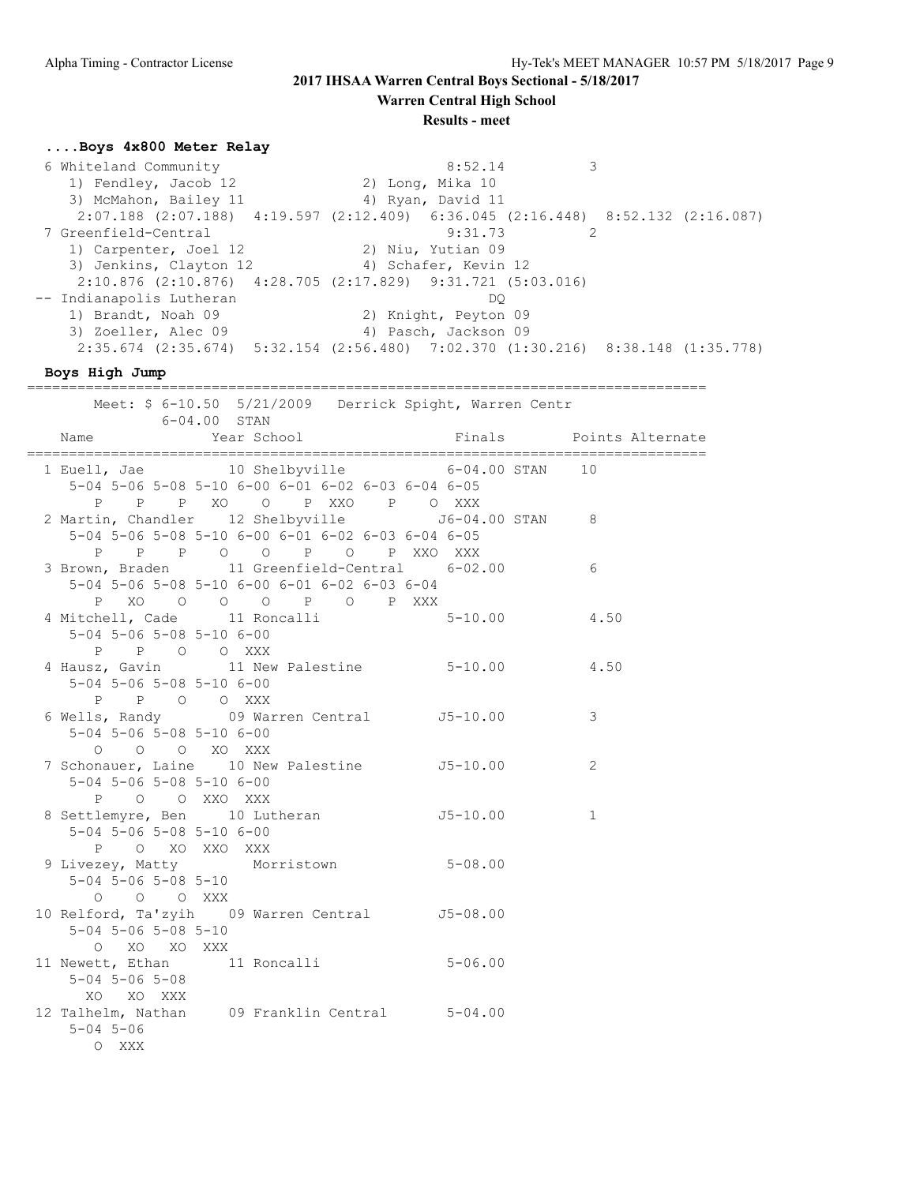# 2017 IHSAA Warren Central Boys Sectional - 5/18/2017

## Warren Central High School

### Results - meet

#### ....Boys 4x800 Meter Relay

```
 6 Whiteland Community                               8:52.14          3
    1) Fendley, Jacob 12               2) Long, Mika 10
    3) McMahon, Bailey 11              4) Ryan, David 11
     2:07.188 (2:07.188)  4:19.597 (2:12.409)  6:36.045 (2:16.448)  8:52.132 (2:16.087)
 7 Greenfield-Central                                9:31.73          2
    1) Carpenter, Joel 12              2) Niu, Yutian 09
    3) Jenkins, Clayton 12             4) Schafer, Kevin 12
     2:10.876 (2:10.876)  4:28.705 (2:17.829)  9:31.721 (5:03.016)
-- Indianapolis Lutheran                                  DQ
    1) Brandt, Noah 09                 2) Knight, Peyton 09
    3) Zoeller, Alec 09                4) Pasch, Jackson 09
     2:35.674 (2:35.674)  5:32.154 (2:56.480)  7:02.370 (1:30.216)  8:38.148 (1:35.778)
```

#### Boys High Jump

```
================================================================================
       Meet: $ 6-10.50  5/21/2009   Derrick Spight, Warren Centr
             6-04.00  STAN
   Name              Year School                 Finals        Points Alternate
================================================================================
  1 Euell, Jae         10 Shelbyville           6-04.00 STAN    10
     5-04 5-06 5-08 5-10 6-00 6-01 6-02 6-03 6-04 6-05
        P    P    P   XO    O    P  XXO    P    O  XXX
  2 Martin, Chandler    12 Shelbyville          J6-04.00 STAN     8
     5-04 5-06 5-08 5-10 6-00 6-01 6-02 6-03 6-04 6-05
        P    P    P    O    O    P    O    P  XXO  XXX
  3 Brown, Braden       11 Greenfield-Central     6-02.00           6
     5-04 5-06 5-08 5-10 6-00 6-01 6-02 6-03 6-04
        P   XO    O    O    O    P    O    P  XXX
  4 Mitchell, Cade      11 Roncalli               5-10.00           4.50
     5-04 5-06 5-08 5-10 6-00
        P    P    O    O  XXX
  4 Hausz, Gavin        11 New Palestine          5-10.00           4.50
     5-04 5-06 5-08 5-10 6-00
        P    P    O    O  XXX
  6 Wells, Randy        09 Warren Central        J5-10.00           3
     5-04 5-06 5-08 5-10 6-00
        O    O    O   XO  XXX
  7 Schonauer, Laine    10 New Palestine         J5-10.00           2
     5-04 5-06 5-08 5-10 6-00
        P    O    O  XXO  XXX
  8 Settlemyre, Ben     10 Lutheran              J5-10.00           1
     5-04 5-06 5-08 5-10 6-00
        P    O   XO  XXO  XXX
  9 Livezey, Matty         Morristown             5-08.00
     5-04 5-06 5-08 5-10
        O    O    O  XXX
 10 Relford, Ta'zyih    09 Warren Central        J5-08.00
     5-04 5-06 5-08 5-10
        O   XO   XO  XXX
 11 Newett, Ethan       11 Roncalli               5-06.00
     5-04 5-06 5-08
       XO   XO  XXX
 12 Talhelm, Nathan     09 Franklin Central       5-04.00
     5-04 5-06
        O  XXX
```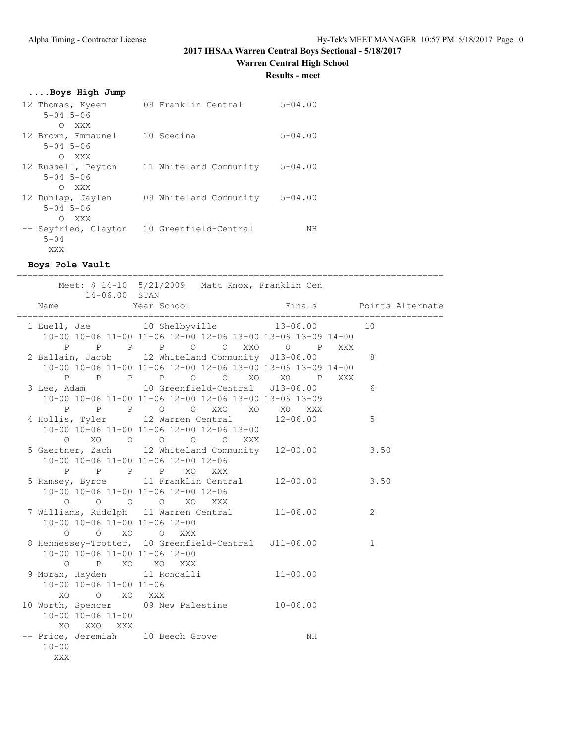## 2017 IHSAA Warren Central Boys Sectional - 5/18/2017

### Warren Central High School

#### Results - meet

### ....Boys High Jump

```
 12 Thomas, Kyeem         09 Franklin Central       5-04.00
     5-04 5-06
        O  XXX
 12 Brown, Emmaunel       10 Scecina                5-04.00
     5-04 5-06
        O  XXX
 12 Russell, Peyton       11 Whiteland Community    5-04.00
     5-04 5-06
        O  XXX
 12 Dunlap, Jaylen        09 Whiteland Community    5-04.00
     5-04 5-06
        O  XXX
 -- Seyfried, Clayton     10 Greenfield-Central          NH
     5-04
      XXX
```

### Boys Pole Vault

```
===============================================================================
       Meet: $ 14-10  5/21/2009   Matt Knox, Franklin Cen
            14-06.00  STAN
    Name                    Year School                 Finals       Points Alternate
===============================================================================
  1 Euell, Jae            10 Shelbyville            13-06.00         10
     10-00 10-06 11-00 11-06 12-00 12-06 13-00 13-06 13-09 14-00
         P     P     P     P     O     O   XXO     O     P   XXX
  2 Ballain, Jacob        12 Whiteland Community   J13-06.00          8
     10-00 10-06 11-00 11-06 12-00 12-06 13-00 13-06 13-09 14-00
         P     P     P     P     O     O    XO    XO     P   XXX
  3 Lee, Adam             10 Greenfield-Central    J13-06.00          6
     10-00 10-06 11-00 11-06 12-00 12-06 13-00 13-06 13-09
         P     P     P     O     O   XXO    XO    XO   XXX
  4 Hollis, Tyler         12 Warren Central         12-06.00          5
     10-00 10-06 11-00 11-06 12-00 12-06 13-00
         O    XO     O     O     O     O   XXX
  5 Gaertner, Zach        12 Whiteland Community    12-00.00          3.50
     10-00 10-06 11-00 11-06 12-00 12-06
         P     P     P     P    XO   XXX
  5 Ramsey, Byrce         11 Franklin Central       12-00.00          3.50
     10-00 10-06 11-00 11-06 12-00 12-06
         O     O     O     O    XO   XXX
  7 Williams, Rudolph     11 Warren Central         11-06.00          2
     10-00 10-06 11-00 11-06 12-00
         O     O    XO     O   XXX
  8 Hennessey-Trotter,    10 Greenfield-Central    J11-06.00          1
     10-00 10-06 11-00 11-06 12-00
         O     P    XO    XO   XXX
  9 Moran, Hayden         11 Roncalli               11-00.00
     10-00 10-06 11-00 11-06
        XO     O    XO   XXX
 10 Worth, Spencer        09 New Palestine          10-06.00
     10-00 10-06 11-00
        XO   XXO   XXX
 -- Price, Jeremiah       10 Beech Grove                  NH
     10-00
       XXX
```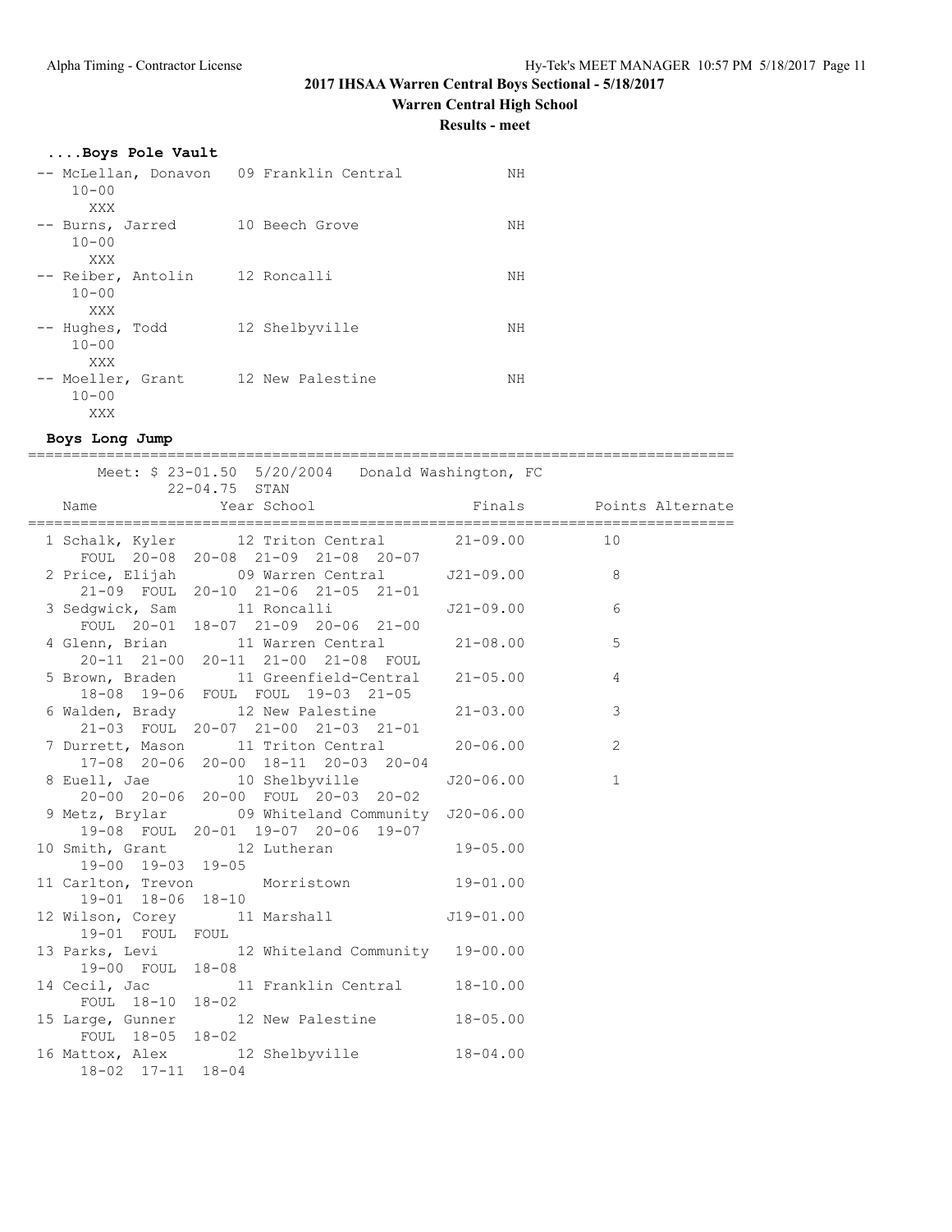## 2017 IHSAA Warren Central Boys Sectional - 5/18/2017

### Warren Central High School

#### Results - meet

**....Boys Pole Vault**

```
-- McLellan, Donavon   09 Franklin Central           NH
    10-00
     XXX
-- Burns, Jarred       10 Beech Grove                NH
    10-00
     XXX
-- Reiber, Antolin     12 Roncalli                   NH
    10-00
     XXX
-- Hughes, Todd        12 Shelbyville                NH
    10-00
     XXX
-- Moeller, Grant      12 New Palestine              NH
    10-00
     XXX
```

**Boys Long Jump**

```
================================================================================
        Meet: $ 23-01.50  5/20/2004   Donald Washington, FC
             22-04.75  STAN
    Name               Year School                 Finals        Points Alternate
================================================================================
  1 Schalk, Kyler       12 Triton Central        21-09.00         10
      FOUL  20-08  20-08  21-09  21-08  20-07
  2 Price, Elijah       09 Warren Central       J21-09.00          8
      21-09  FOUL  20-10  21-06  21-05  21-01
  3 Sedgwick, Sam       11 Roncalli             J21-09.00          6
      FOUL  20-01  18-07  21-09  20-06  21-00
  4 Glenn, Brian        11 Warren Central        21-08.00          5
      20-11  21-00  20-11  21-00  21-08  FOUL
  5 Brown, Braden       11 Greenfield-Central    21-05.00          4
      18-08  19-06  FOUL  FOUL  19-03  21-05
  6 Walden, Brady       12 New Palestine         21-03.00          3
      21-03  FOUL  20-07  21-00  21-03  21-01
  7 Durrett, Mason      11 Triton Central        20-06.00          2
      17-08  20-06  20-00  18-11  20-03  20-04
  8 Euell, Jae          10 Shelbyville          J20-06.00          1
      20-00  20-06  20-00  FOUL  20-03  20-02
  9 Metz, Brylar        09 Whiteland Community  J20-06.00
      19-08  FOUL  20-01  19-07  20-06  19-07
 10 Smith, Grant        12 Lutheran              19-05.00
      19-00  19-03  19-05
 11 Carlton, Trevon        Morristown            19-01.00
      19-01  18-06  18-10
 12 Wilson, Corey       11 Marshall             J19-01.00
      19-01  FOUL  FOUL
 13 Parks, Levi         12 Whiteland Community   19-00.00
      19-00  FOUL  18-08
 14 Cecil, Jac          11 Franklin Central      18-10.00
      FOUL  18-10  18-02
 15 Large, Gunner       12 New Palestine         18-05.00
      FOUL  18-05  18-02
 16 Mattox, Alex        12 Shelbyville           18-04.00
      18-02  17-11  18-04
```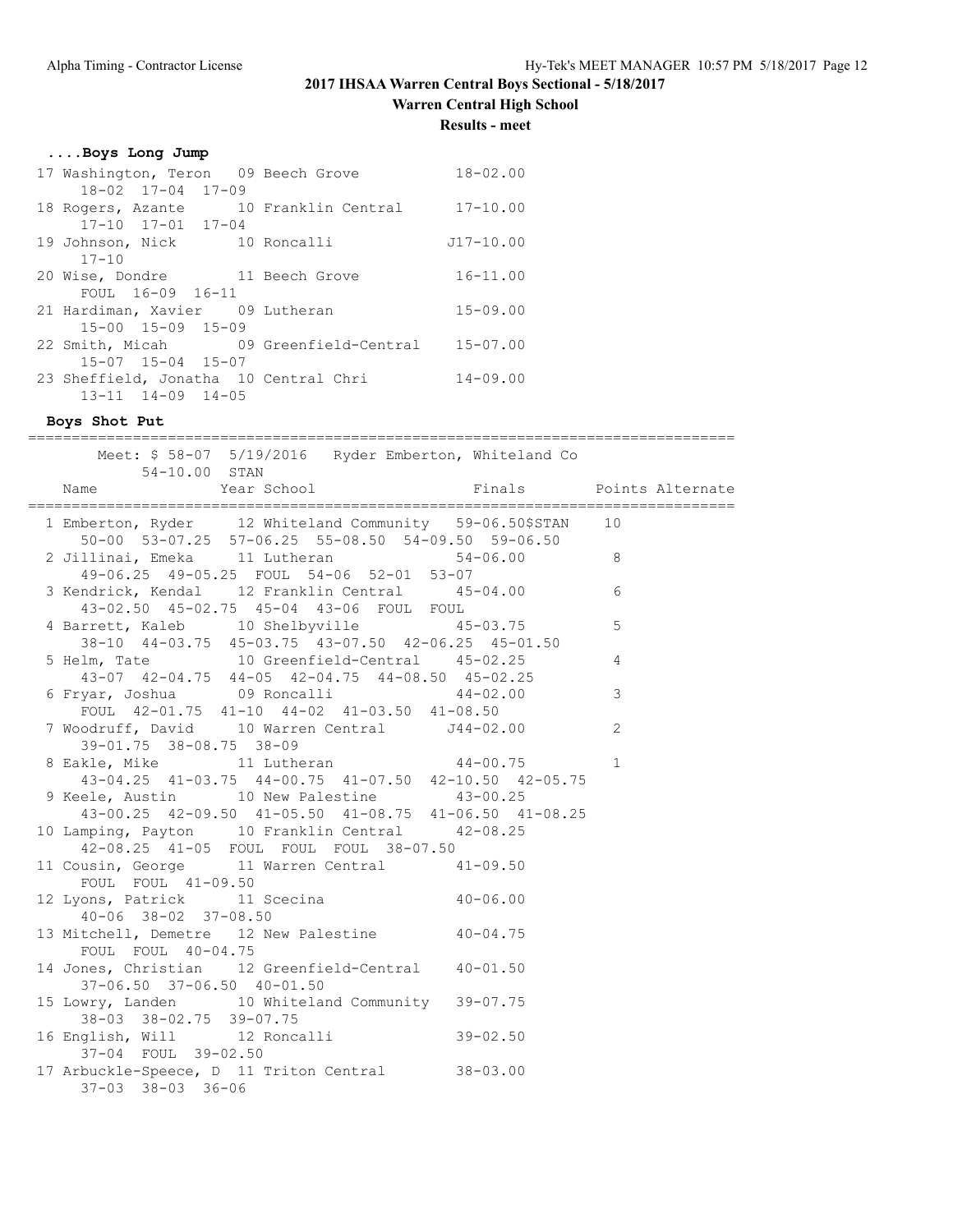**2017 IHSAA Warren Central Boys Sectional - 5/18/2017**

**Warren Central High School**

**Results - meet**

### ....Boys Long Jump

```
 17 Washington, Teron   09 Beech Grove            18-02.00
      18-02  17-04  17-09
 18 Rogers, Azante      10 Franklin Central       17-10.00
      17-10  17-01  17-04
 19 Johnson, Nick       10 Roncalli              J17-10.00
      17-10
 20 Wise, Dondre        11 Beech Grove            16-11.00
      FOUL  16-09  16-11
 21 Hardiman, Xavier    09 Lutheran               15-09.00
      15-00  15-09  15-09
 22 Smith, Micah        09 Greenfield-Central     15-07.00
      15-07  15-04  15-07
 23 Sheffield, Jonatha  10 Central Chri           14-09.00
      13-11  14-09  14-05
```

### Boys Shot Put

```
=================================================================================
       Meet: $ 58-07  5/19/2016   Ryder Emberton, Whiteland Co
          54-10.00  STAN
    Name              Year School                 Finals      Points Alternate
=================================================================================
  1 Emberton, Ryder     12 Whiteland Community   59-06.50$STAN    10
      50-00  53-07.25  57-06.25  55-08.50  54-09.50  59-06.50
  2 Jillinai, Emeka     11 Lutheran               54-06.00         8
      49-06.25  49-05.25  FOUL  54-06  52-01  53-07
  3 Kendrick, Kendal    12 Franklin Central       45-04.00         6
      43-02.50  45-02.75  45-04  43-06  FOUL  FOUL
  4 Barrett, Kaleb      10 Shelbyville            45-03.75         5
      38-10  44-03.75  45-03.75  43-07.50  42-06.25  45-01.50
  5 Helm, Tate          10 Greenfield-Central     45-02.25         4
      43-07  42-04.75  44-05  42-04.75  44-08.50  45-02.25
  6 Fryar, Joshua       09 Roncalli               44-02.00         3
      FOUL  42-01.75  41-10  44-02  41-03.50  41-08.50
  7 Woodruff, David     10 Warren Central        J44-02.00         2
      39-01.75  38-08.75  38-09
  8 Eakle, Mike         11 Lutheran               44-00.75         1
      43-04.25  41-03.75  44-00.75  41-07.50  42-10.50  42-05.75
  9 Keele, Austin       10 New Palestine          43-00.25
      43-00.25  42-09.50  41-05.50  41-08.75  41-06.50  41-08.25
 10 Lamping, Payton     10 Franklin Central       42-08.25
      42-08.25  41-05  FOUL  FOUL  FOUL  38-07.50
 11 Cousin, George      11 Warren Central         41-09.50
      FOUL  FOUL  41-09.50
 12 Lyons, Patrick      11 Scecina                40-06.00
      40-06  38-02  37-08.50
 13 Mitchell, Demetre   12 New Palestine          40-04.75
      FOUL  FOUL  40-04.75
 14 Jones, Christian    12 Greenfield-Central     40-01.50
      37-06.50  37-06.50  40-01.50
 15 Lowry, Landen       10 Whiteland Community    39-07.75
      38-03  38-02.75  39-07.75
 16 English, Will       12 Roncalli               39-02.50
      37-04  FOUL  39-02.50
 17 Arbuckle-Speece, D  11 Triton Central         38-03.00
      37-03  38-03  36-06
```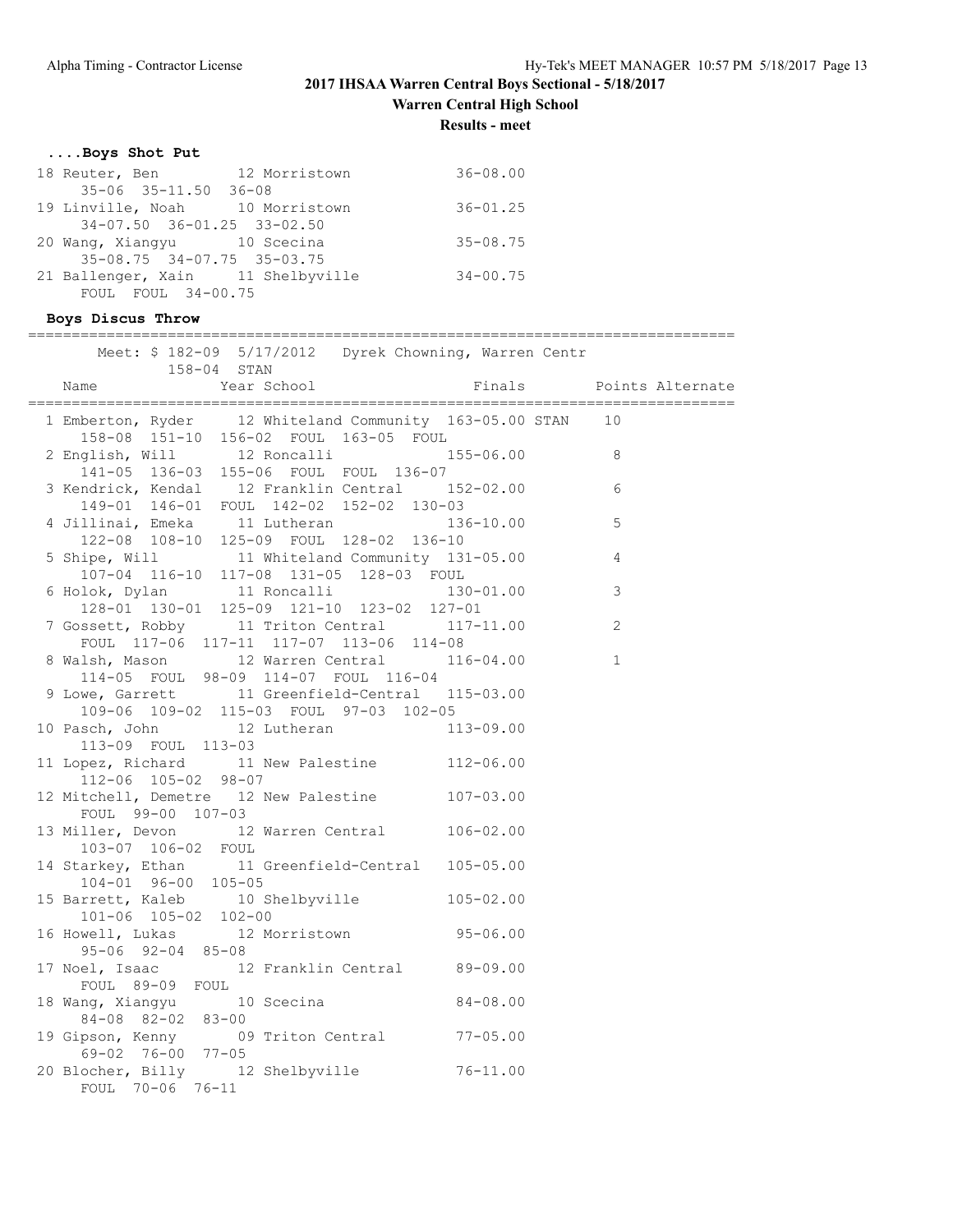## 2017 IHSAA Warren Central Boys Sectional - 5/18/2017

### Warren Central High School

### Results - meet

#### ....Boys Shot Put

```
 18 Reuter, Ben           12 Morristown              36-08.00
      35-06  35-11.50  36-08
 19 Linville, Noah        10 Morristown              36-01.25
      34-07.50  36-01.25  33-02.50
 20 Wang, Xiangyu         10 Scecina                 35-08.75
      35-08.75  34-07.75  35-03.75
 21 Ballenger, Xain       11 Shelbyville             34-00.75
      FOUL  FOUL  34-00.75
```

#### Boys Discus Throw

```
================================================================================
       Meet: $ 182-09  5/17/2012   Dyrek Chowning, Warren Centr
             158-04  STAN
    Name                 Year School                 Finals        Points Alternate
================================================================================
  1 Emberton, Ryder      12 Whiteland Community  163-05.00 STAN    10
      158-08  151-10  156-02  FOUL  163-05  FOUL
  2 English, Will        12 Roncalli              155-06.00          8
      141-05  136-03  155-06  FOUL  FOUL  136-07
  3 Kendrick, Kendal     12 Franklin Central      152-02.00          6
      149-01  146-01  FOUL  142-02  152-02  130-03
  4 Jillinai, Emeka      11 Lutheran              136-10.00          5
      122-08  108-10  125-09  FOUL  128-02  136-10
  5 Shipe, Will          11 Whiteland Community  131-05.00          4
      107-04  116-10  117-08  131-05  128-03  FOUL
  6 Holok, Dylan         11 Roncalli              130-01.00          3
      128-01  130-01  125-09  121-10  123-02  127-01
  7 Gossett, Robby       11 Triton Central        117-11.00          2
      FOUL  117-06  117-11  117-07  113-06  114-08
  8 Walsh, Mason         12 Warren Central        116-04.00          1
      114-05  FOUL  98-09  114-07  FOUL  116-04
  9 Lowe, Garrett        11 Greenfield-Central   115-03.00
      109-06  109-02  115-03  FOUL  97-03  102-05
 10 Pasch, John          12 Lutheran              113-09.00
      113-09  FOUL  113-03
 11 Lopez, Richard       11 New Palestine        112-06.00
      112-06  105-02  98-07
 12 Mitchell, Demetre    12 New Palestine        107-03.00
      FOUL  99-00  107-03
 13 Miller, Devon        12 Warren Central        106-02.00
      103-07  106-02  FOUL
 14 Starkey, Ethan       11 Greenfield-Central   105-05.00
      104-01  96-00  105-05
 15 Barrett, Kaleb       10 Shelbyville           105-02.00
      101-06  105-02  102-00
 16 Howell, Lukas        12 Morristown             95-06.00
      95-06  92-04  85-08
 17 Noel, Isaac          12 Franklin Central       89-09.00
      FOUL  89-09  FOUL
 18 Wang, Xiangyu        10 Scecina                84-08.00
      84-08  82-02  83-00
 19 Gipson, Kenny        09 Triton Central         77-05.00
      69-02  76-00  77-05
 20 Blocher, Billy       12 Shelbyville            76-11.00
      FOUL  70-06  76-11
```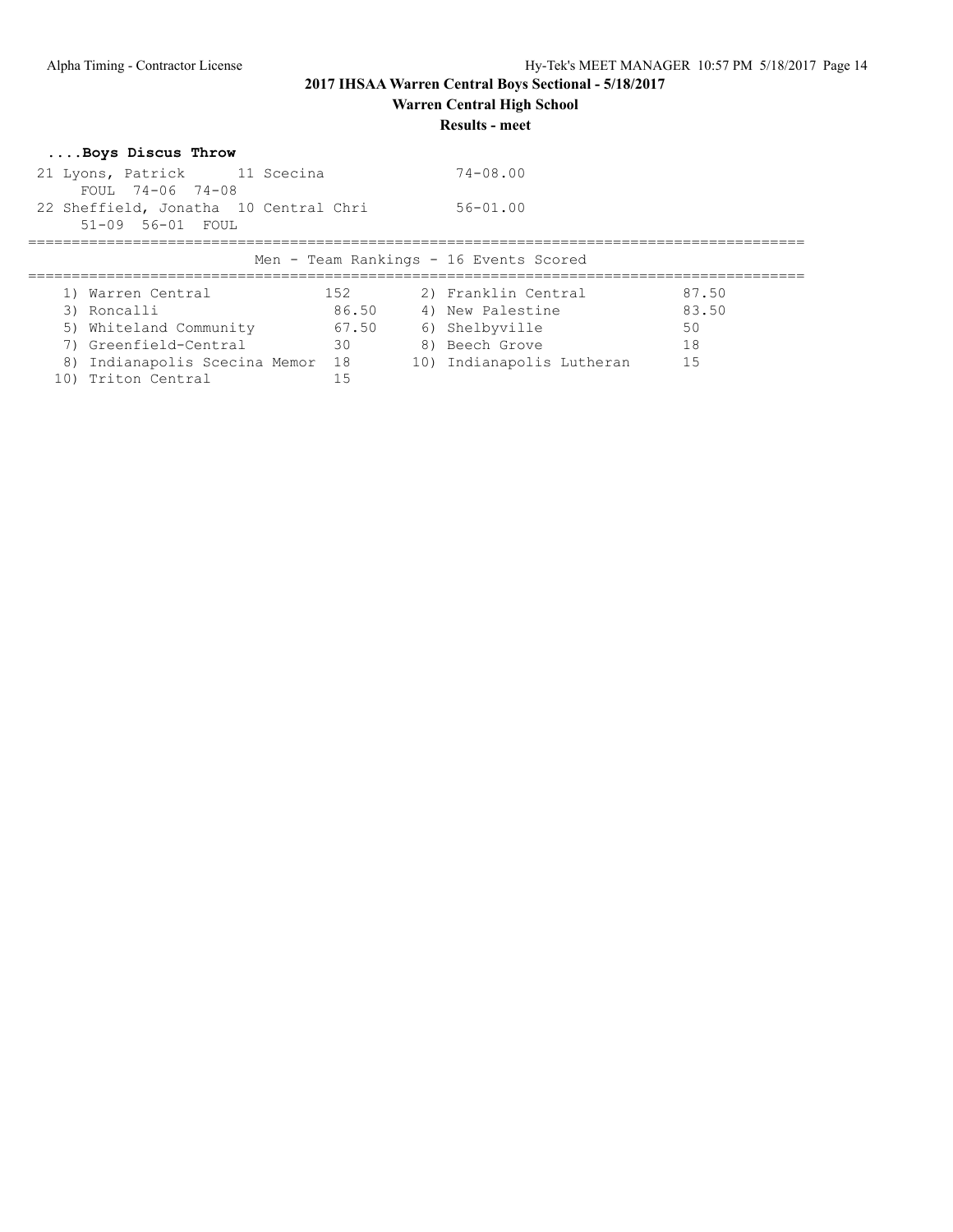# 2017 IHSAA Warren Central Boys Sectional - 5/18/2017

## Warren Central High School

### Results - meet

**....Boys Discus Throw**

```
 21 Lyons, Patrick       11 Scecina               74-08.00
      FOUL  74-06  74-08
 22 Sheffield, Jonatha  10 Central Chri          56-01.00
      51-09  56-01  FOUL
```

**Men - Team Rankings - 16 Events Scored**

| | | | |
|---|---|---|---|
| 1) Warren Central | 152 | 2) Franklin Central | 87.50 |
| 3) Roncalli | 86.50 | 4) New Palestine | 83.50 |
| 5) Whiteland Community | 67.50 | 6) Shelbyville | 50 |
| 7) Greenfield-Central | 30 | 8) Beech Grove | 18 |
| 8) Indianapolis Scecina Memor | 18 | 10) Indianapolis Lutheran | 15 |
| 10) Triton Central | 15 | | |